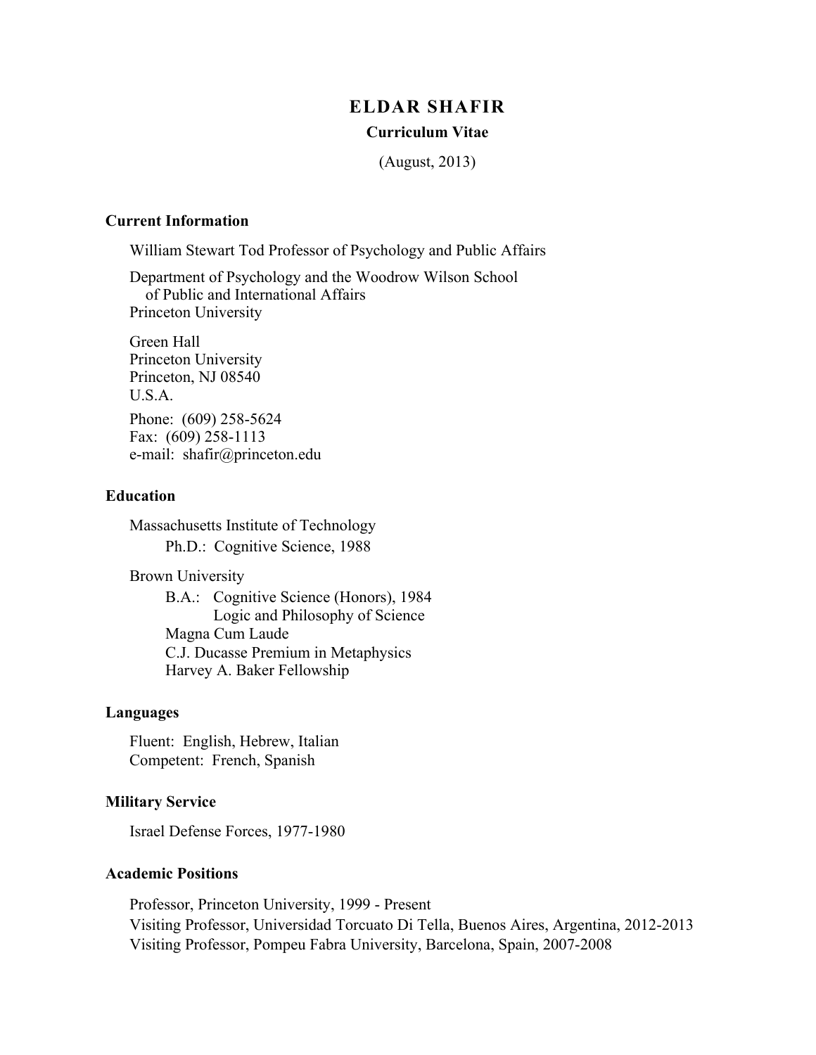# ELDAR SHAFIR

**Curriculum Vitae**

(August, 2013)

### Current Information

William Stewart Tod Professor of Psychology and Public Affairs

Department of Psychology and the Woodrow Wilson School of Public and International Affairs
Princeton University

Green Hall
Princeton University
Princeton, NJ 08540
U.S.A.

Phone: (609) 258-5624
Fax: (609) 258-1113
e-mail: shafir@princeton.edu

### Education

Massachusetts Institute of Technology
Ph.D.: Cognitive Science, 1988

Brown University
B.A.: Cognitive Science (Honors), 1984
Logic and Philosophy of Science
Magna Cum Laude
C.J. Ducasse Premium in Metaphysics
Harvey A. Baker Fellowship

### Languages

Fluent: English, Hebrew, Italian
Competent: French, Spanish

### Military Service

Israel Defense Forces, 1977-1980

### Academic Positions

Professor, Princeton University, 1999 - Present
Visiting Professor, Universidad Torcuato Di Tella, Buenos Aires, Argentina, 2012-2013
Visiting Professor, Pompeu Fabra University, Barcelona, Spain, 2007-2008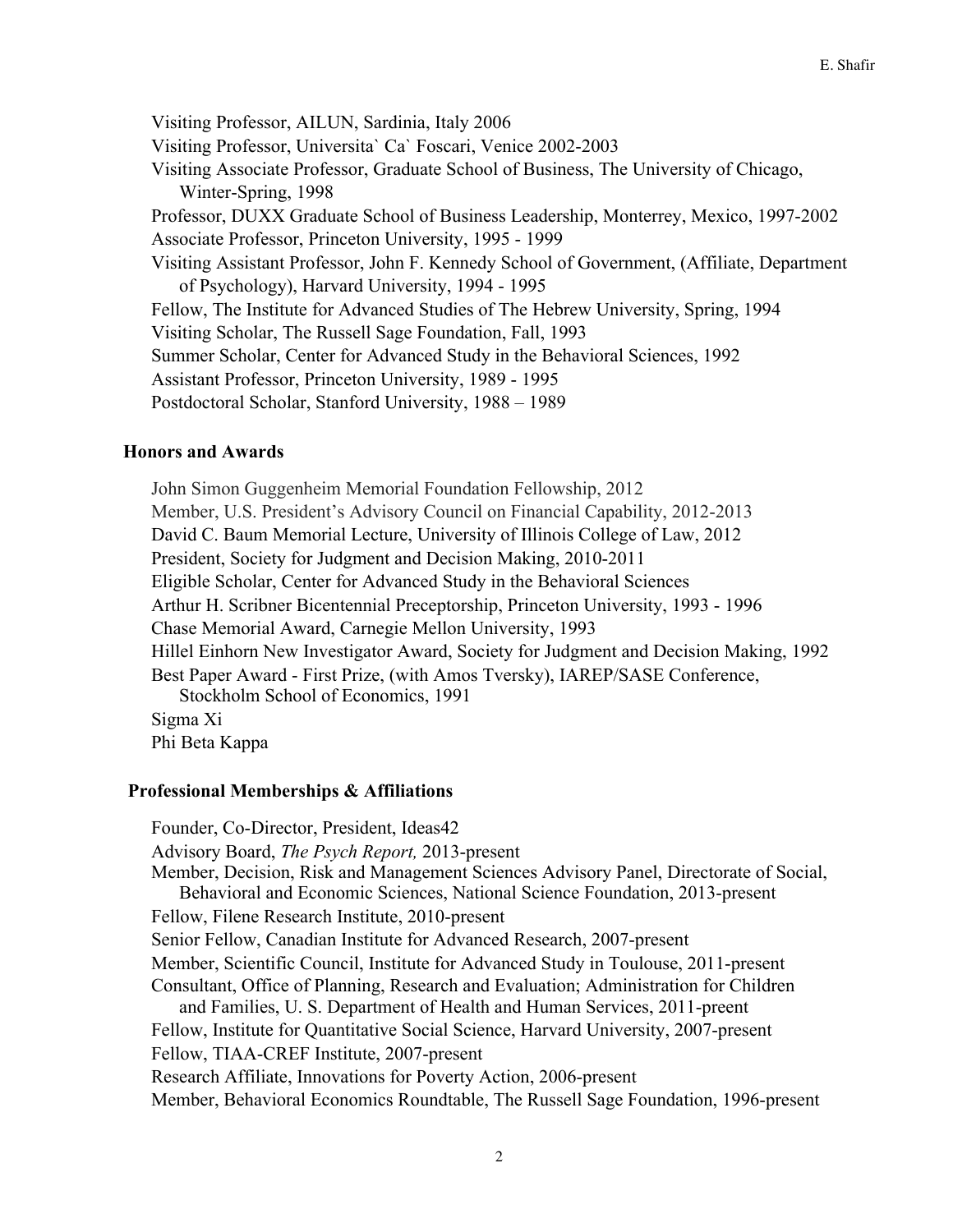Visiting Professor, AILUN, Sardinia, Italy 2006
Visiting Professor, Universita` Ca` Foscari, Venice 2002-2003
Visiting Associate Professor, Graduate School of Business, The University of Chicago, Winter-Spring, 1998
Professor, DUXX Graduate School of Business Leadership, Monterrey, Mexico, 1997-2002
Associate Professor, Princeton University, 1995 - 1999
Visiting Assistant Professor, John F. Kennedy School of Government, (Affiliate, Department of Psychology), Harvard University, 1994 - 1995
Fellow, The Institute for Advanced Studies of The Hebrew University, Spring, 1994
Visiting Scholar, The Russell Sage Foundation, Fall, 1993
Summer Scholar, Center for Advanced Study in the Behavioral Sciences, 1992
Assistant Professor, Princeton University, 1989 - 1995
Postdoctoral Scholar, Stanford University, 1988 – 1989

## Honors and Awards

John Simon Guggenheim Memorial Foundation Fellowship, 2012
Member, U.S. President's Advisory Council on Financial Capability, 2012-2013
David C. Baum Memorial Lecture, University of Illinois College of Law, 2012
President, Society for Judgment and Decision Making, 2010-2011
Eligible Scholar, Center for Advanced Study in the Behavioral Sciences
Arthur H. Scribner Bicentennial Preceptorship, Princeton University, 1993 - 1996
Chase Memorial Award, Carnegie Mellon University, 1993
Hillel Einhorn New Investigator Award, Society for Judgment and Decision Making, 1992
Best Paper Award - First Prize, (with Amos Tversky), IAREP/SASE Conference, Stockholm School of Economics, 1991
Sigma Xi
Phi Beta Kappa

## Professional Memberships & Affiliations

Founder, Co-Director, President, Ideas42
Advisory Board, *The Psych Report,* 2013-present
Member, Decision, Risk and Management Sciences Advisory Panel, Directorate of Social, Behavioral and Economic Sciences, National Science Foundation, 2013-present
Fellow, Filene Research Institute, 2010-present
Senior Fellow, Canadian Institute for Advanced Research, 2007-present
Member, Scientific Council, Institute for Advanced Study in Toulouse, 2011-present
Consultant, Office of Planning, Research and Evaluation; Administration for Children and Families, U. S. Department of Health and Human Services, 2011-preent
Fellow, Institute for Quantitative Social Science, Harvard University, 2007-present
Fellow, TIAA-CREF Institute, 2007-present
Research Affiliate, Innovations for Poverty Action, 2006-present
Member, Behavioral Economics Roundtable, The Russell Sage Foundation, 1996-present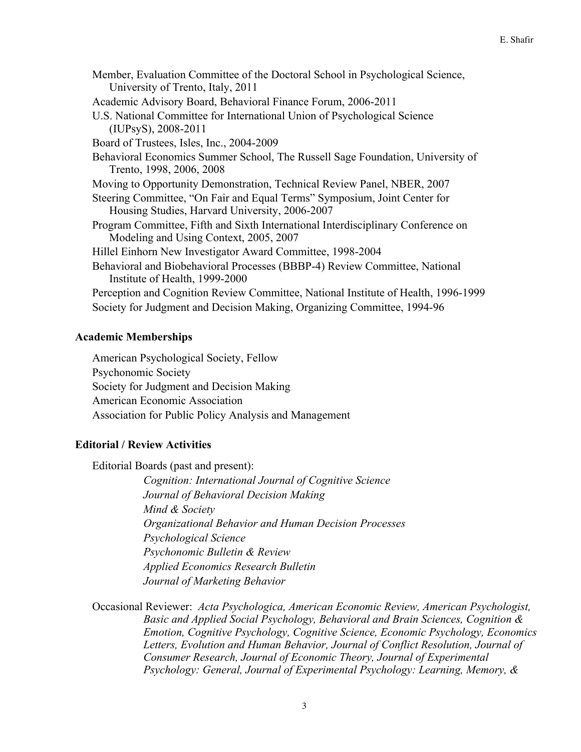Member, Evaluation Committee of the Doctoral School in Psychological Science, University of Trento, Italy, 2011

Academic Advisory Board, Behavioral Finance Forum, 2006-2011

U.S. National Committee for International Union of Psychological Science (IUPsyS), 2008-2011

Board of Trustees, Isles, Inc., 2004-2009

Behavioral Economics Summer School, The Russell Sage Foundation, University of Trento, 1998, 2006, 2008

Moving to Opportunity Demonstration, Technical Review Panel, NBER, 2007

Steering Committee, "On Fair and Equal Terms" Symposium, Joint Center for Housing Studies, Harvard University, 2006-2007

Program Committee, Fifth and Sixth International Interdisciplinary Conference on Modeling and Using Context, 2005, 2007

Hillel Einhorn New Investigator Award Committee, 1998-2004

Behavioral and Biobehavioral Processes (BBBP-4) Review Committee, National Institute of Health, 1999-2000

Perception and Cognition Review Committee, National Institute of Health, 1996-1999

Society for Judgment and Decision Making, Organizing Committee, 1994-96

### Academic Memberships

American Psychological Society, Fellow

Psychonomic Society

Society for Judgment and Decision Making

American Economic Association

Association for Public Policy Analysis and Management

### Editorial / Review Activities

Editorial Boards (past and present):

*Cognition: International Journal of Cognitive Science*
*Journal of Behavioral Decision Making*
*Mind & Society*
*Organizational Behavior and Human Decision Processes*
*Psychological Science*
*Psychonomic Bulletin & Review*
*Applied Economics Research Bulletin*
*Journal of Marketing Behavior*

Occasional Reviewer: *Acta Psychologica, American Economic Review, American Psychologist, Basic and Applied Social Psychology, Behavioral and Brain Sciences, Cognition & Emotion, Cognitive Psychology, Cognitive Science, Economic Psychology, Economics Letters, Evolution and Human Behavior, Journal of Conflict Resolution, Journal of Consumer Research, Journal of Economic Theory, Journal of Experimental Psychology: General, Journal of Experimental Psychology: Learning, Memory, &*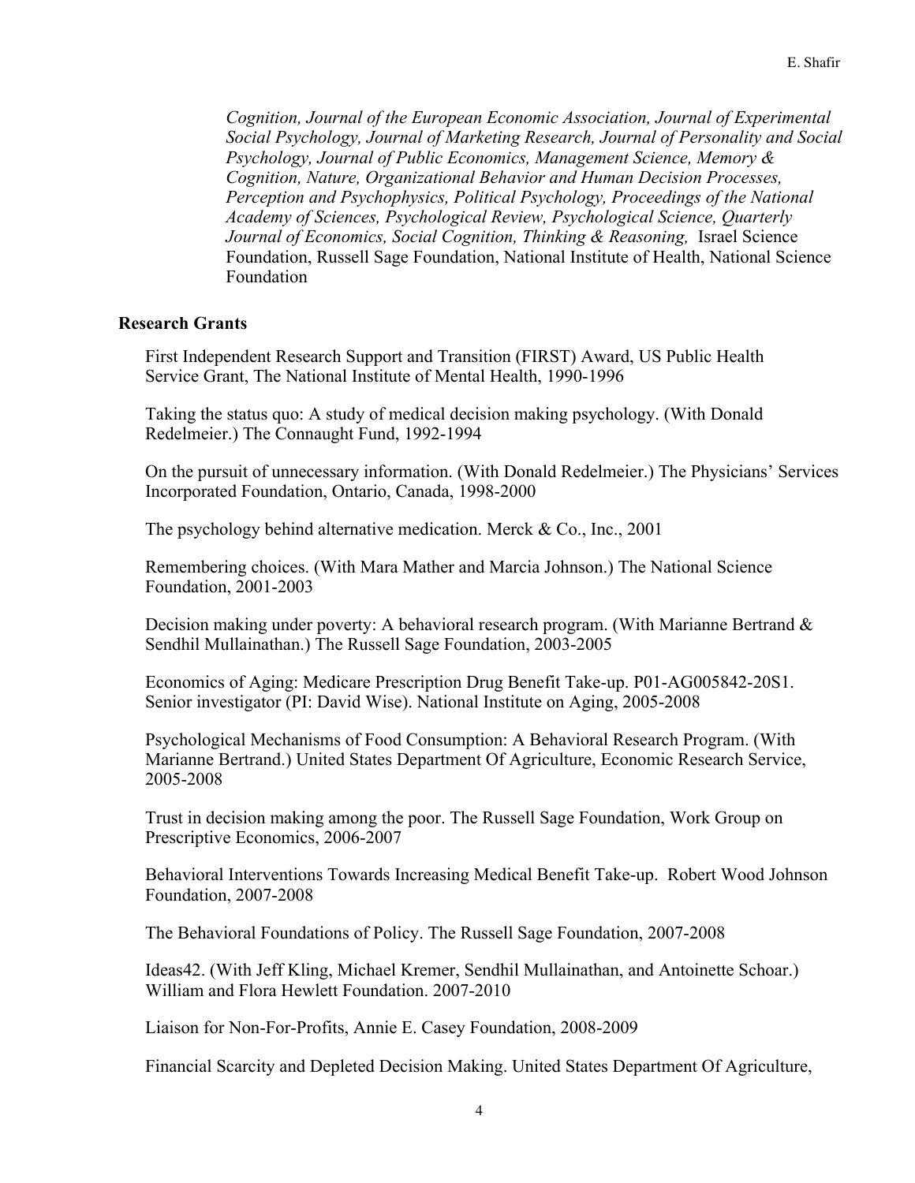*Cognition, Journal of the European Economic Association, Journal of Experimental Social Psychology, Journal of Marketing Research, Journal of Personality and Social Psychology, Journal of Public Economics, Management Science, Memory & Cognition, Nature, Organizational Behavior and Human Decision Processes, Perception and Psychophysics, Political Psychology, Proceedings of the National Academy of Sciences, Psychological Review, Psychological Science, Quarterly Journal of Economics, Social Cognition, Thinking & Reasoning,* Israel Science Foundation, Russell Sage Foundation, National Institute of Health, National Science Foundation

**Research Grants**

First Independent Research Support and Transition (FIRST) Award, US Public Health Service Grant, The National Institute of Mental Health, 1990-1996

Taking the status quo: A study of medical decision making psychology. (With Donald Redelmeier.) The Connaught Fund, 1992-1994

On the pursuit of unnecessary information. (With Donald Redelmeier.) The Physicians' Services Incorporated Foundation, Ontario, Canada, 1998-2000

The psychology behind alternative medication. Merck & Co., Inc., 2001

Remembering choices. (With Mara Mather and Marcia Johnson.) The National Science Foundation, 2001-2003

Decision making under poverty: A behavioral research program. (With Marianne Bertrand & Sendhil Mullainathan.) The Russell Sage Foundation, 2003-2005

Economics of Aging: Medicare Prescription Drug Benefit Take-up. P01-AG005842-20S1. Senior investigator (PI: David Wise). National Institute on Aging, 2005-2008

Psychological Mechanisms of Food Consumption: A Behavioral Research Program. (With Marianne Bertrand.) United States Department Of Agriculture, Economic Research Service, 2005-2008

Trust in decision making among the poor. The Russell Sage Foundation, Work Group on Prescriptive Economics, 2006-2007

Behavioral Interventions Towards Increasing Medical Benefit Take-up. Robert Wood Johnson Foundation, 2007-2008

The Behavioral Foundations of Policy. The Russell Sage Foundation, 2007-2008

Ideas42. (With Jeff Kling, Michael Kremer, Sendhil Mullainathan, and Antoinette Schoar.) William and Flora Hewlett Foundation. 2007-2010

Liaison for Non-For-Profits, Annie E. Casey Foundation, 2008-2009

Financial Scarcity and Depleted Decision Making. United States Department Of Agriculture,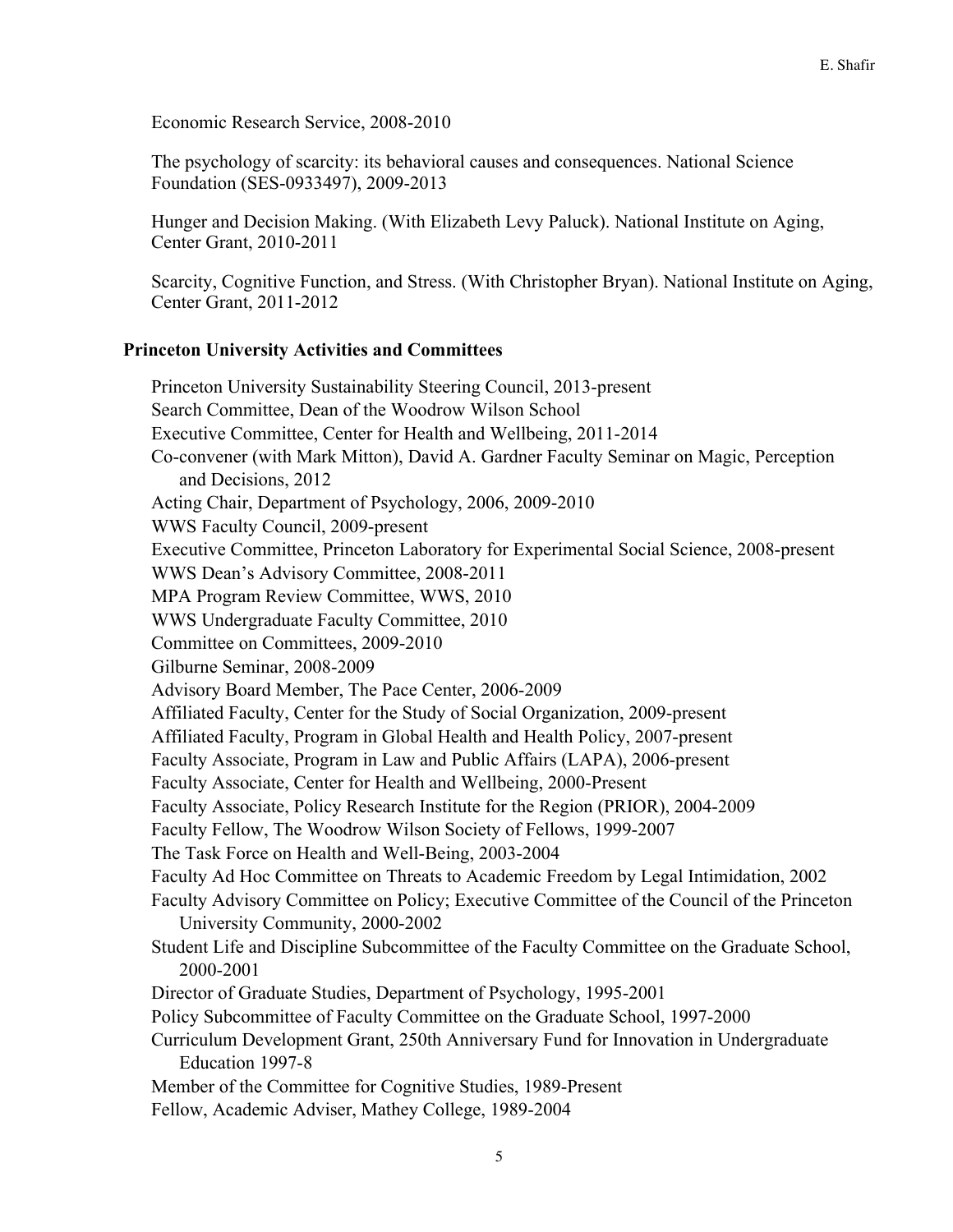Economic Research Service, 2008-2010

The psychology of scarcity: its behavioral causes and consequences. National Science Foundation (SES-0933497), 2009-2013

Hunger and Decision Making. (With Elizabeth Levy Paluck). National Institute on Aging, Center Grant, 2010-2011

Scarcity, Cognitive Function, and Stress. (With Christopher Bryan). National Institute on Aging, Center Grant, 2011-2012

### Princeton University Activities and Committees

Princeton University Sustainability Steering Council, 2013-present
Search Committee, Dean of the Woodrow Wilson School
Executive Committee, Center for Health and Wellbeing, 2011-2014
Co-convener (with Mark Mitton), David A. Gardner Faculty Seminar on Magic, Perception and Decisions, 2012
Acting Chair, Department of Psychology, 2006, 2009-2010
WWS Faculty Council, 2009-present
Executive Committee, Princeton Laboratory for Experimental Social Science, 2008-present
WWS Dean's Advisory Committee, 2008-2011
MPA Program Review Committee, WWS, 2010
WWS Undergraduate Faculty Committee, 2010
Committee on Committees, 2009-2010
Gilburne Seminar, 2008-2009
Advisory Board Member, The Pace Center, 2006-2009
Affiliated Faculty, Center for the Study of Social Organization, 2009-present
Affiliated Faculty, Program in Global Health and Health Policy, 2007-present
Faculty Associate, Program in Law and Public Affairs (LAPA), 2006-present
Faculty Associate, Center for Health and Wellbeing, 2000-Present
Faculty Associate, Policy Research Institute for the Region (PRIOR), 2004-2009
Faculty Fellow, The Woodrow Wilson Society of Fellows, 1999-2007
The Task Force on Health and Well-Being, 2003-2004
Faculty Ad Hoc Committee on Threats to Academic Freedom by Legal Intimidation, 2002
Faculty Advisory Committee on Policy; Executive Committee of the Council of the Princeton University Community, 2000-2002
Student Life and Discipline Subcommittee of the Faculty Committee on the Graduate School, 2000-2001
Director of Graduate Studies, Department of Psychology, 1995-2001
Policy Subcommittee of Faculty Committee on the Graduate School, 1997-2000
Curriculum Development Grant, 250th Anniversary Fund for Innovation in Undergraduate Education 1997-8
Member of the Committee for Cognitive Studies, 1989-Present
Fellow, Academic Adviser, Mathey College, 1989-2004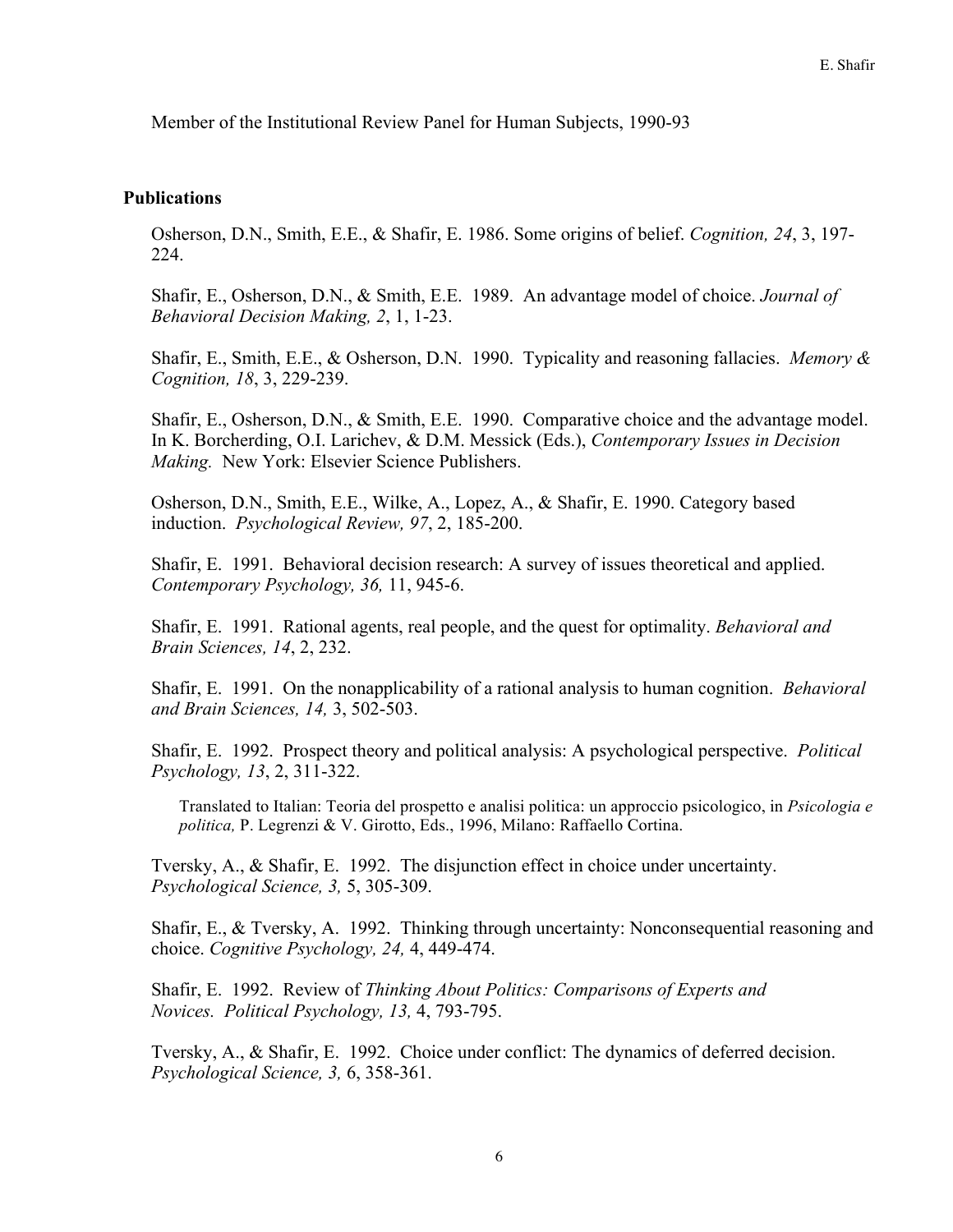Member of the Institutional Review Panel for Human Subjects, 1990-93

## Publications

Osherson, D.N., Smith, E.E., & Shafir, E. 1986. Some origins of belief. *Cognition, 24*, 3, 197-224.

Shafir, E., Osherson, D.N., & Smith, E.E. 1989. An advantage model of choice. *Journal of Behavioral Decision Making, 2*, 1, 1-23.

Shafir, E., Smith, E.E., & Osherson, D.N. 1990. Typicality and reasoning fallacies. *Memory & Cognition, 18*, 3, 229-239.

Shafir, E., Osherson, D.N., & Smith, E.E. 1990. Comparative choice and the advantage model. In K. Borcherding, O.I. Larichev, & D.M. Messick (Eds.), *Contemporary Issues in Decision Making.* New York: Elsevier Science Publishers.

Osherson, D.N., Smith, E.E., Wilke, A., Lopez, A., & Shafir, E. 1990. Category based induction. *Psychological Review, 97*, 2, 185-200.

Shafir, E. 1991. Behavioral decision research: A survey of issues theoretical and applied. *Contemporary Psychology, 36,* 11, 945-6.

Shafir, E. 1991. Rational agents, real people, and the quest for optimality. *Behavioral and Brain Sciences, 14*, 2, 232.

Shafir, E. 1991. On the nonapplicability of a rational analysis to human cognition. *Behavioral and Brain Sciences, 14,* 3, 502-503.

Shafir, E. 1992. Prospect theory and political analysis: A psychological perspective. *Political Psychology, 13*, 2, 311-322.

> Translated to Italian: Teoria del prospetto e analisi politica: un approccio psicologico, in *Psicologia e politica,* P. Legrenzi & V. Girotto, Eds., 1996, Milano: Raffaello Cortina.

Tversky, A., & Shafir, E. 1992. The disjunction effect in choice under uncertainty. *Psychological Science, 3,* 5, 305-309.

Shafir, E., & Tversky, A. 1992. Thinking through uncertainty: Nonconsequential reasoning and choice. *Cognitive Psychology, 24,* 4, 449-474.

Shafir, E. 1992. Review of *Thinking About Politics: Comparisons of Experts and Novices. Political Psychology, 13,* 4, 793-795.

Tversky, A., & Shafir, E. 1992. Choice under conflict: The dynamics of deferred decision. *Psychological Science, 3,* 6, 358-361.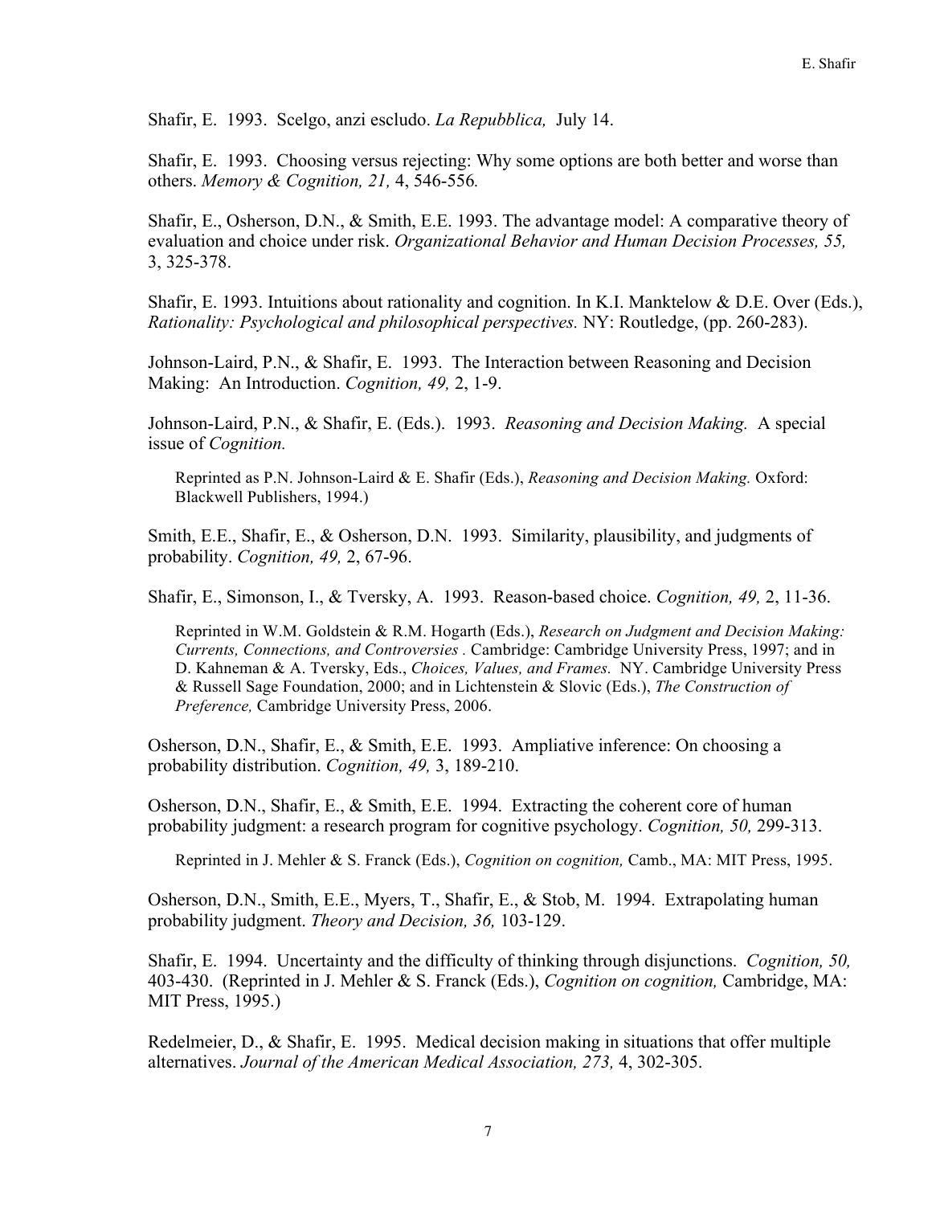Shafir, E. 1993. Scelgo, anzi escludo. *La Repubblica,* July 14.

Shafir, E. 1993. Choosing versus rejecting: Why some options are both better and worse than others. *Memory & Cognition, 21,* 4, 546-556*.*

Shafir, E., Osherson, D.N., & Smith, E.E. 1993. The advantage model: A comparative theory of evaluation and choice under risk. *Organizational Behavior and Human Decision Processes, 55,* 3, 325-378.

Shafir, E. 1993. Intuitions about rationality and cognition. In K.I. Manktelow & D.E. Over (Eds.), *Rationality: Psychological and philosophical perspectives.* NY: Routledge, (pp. 260-283).

Johnson-Laird, P.N., & Shafir, E. 1993. The Interaction between Reasoning and Decision Making: An Introduction. *Cognition, 49,* 2, 1-9.

Johnson-Laird, P.N., & Shafir, E. (Eds.). 1993. *Reasoning and Decision Making.* A special issue of *Cognition.*

> Reprinted as P.N. Johnson-Laird & E. Shafir (Eds.), *Reasoning and Decision Making.* Oxford: Blackwell Publishers, 1994.)

Smith, E.E., Shafir, E., & Osherson, D.N. 1993. Similarity, plausibility, and judgments of probability. *Cognition, 49,* 2, 67-96.

Shafir, E., Simonson, I., & Tversky, A. 1993. Reason-based choice. *Cognition, 49,* 2, 11-36.

> Reprinted in W.M. Goldstein & R.M. Hogarth (Eds.), *Research on Judgment and Decision Making: Currents, Connections, and Controversies .* Cambridge: Cambridge University Press, 1997; and in D. Kahneman & A. Tversky, Eds., *Choices, Values, and Frames.* NY. Cambridge University Press & Russell Sage Foundation, 2000; and in Lichtenstein & Slovic (Eds.), *The Construction of Preference,* Cambridge University Press, 2006.

Osherson, D.N., Shafir, E., & Smith, E.E. 1993. Ampliative inference: On choosing a probability distribution. *Cognition, 49,* 3, 189-210.

Osherson, D.N., Shafir, E., & Smith, E.E. 1994. Extracting the coherent core of human probability judgment: a research program for cognitive psychology. *Cognition, 50,* 299-313.

> Reprinted in J. Mehler & S. Franck (Eds.), *Cognition on cognition,* Camb., MA: MIT Press, 1995.

Osherson, D.N., Smith, E.E., Myers, T., Shafir, E., & Stob, M. 1994. Extrapolating human probability judgment. *Theory and Decision, 36,* 103-129.

Shafir, E. 1994. Uncertainty and the difficulty of thinking through disjunctions. *Cognition, 50,* 403-430. (Reprinted in J. Mehler & S. Franck (Eds.), *Cognition on cognition,* Cambridge, MA: MIT Press, 1995.)

Redelmeier, D., & Shafir, E. 1995. Medical decision making in situations that offer multiple alternatives. *Journal of the American Medical Association, 273,* 4, 302-305.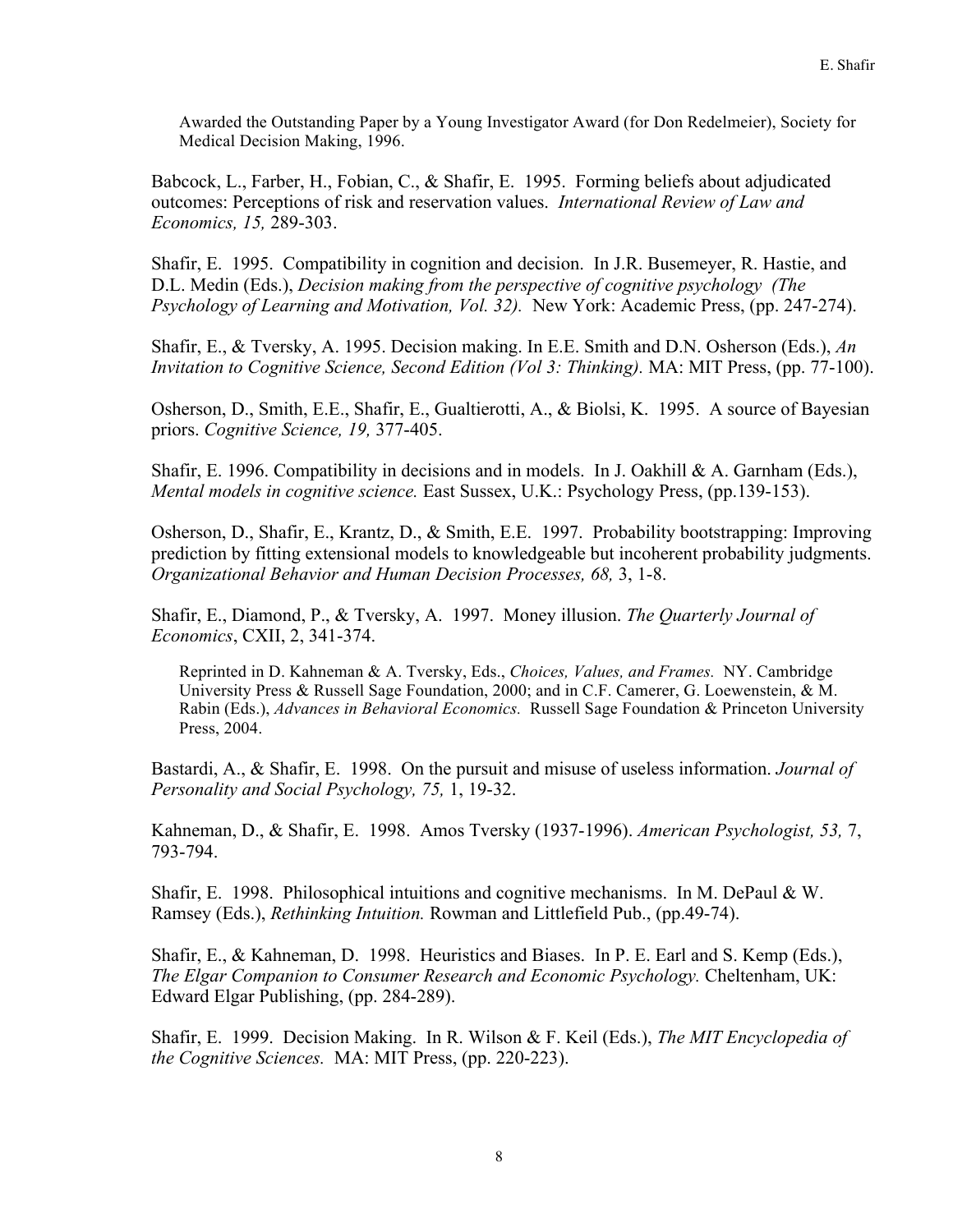Awarded the Outstanding Paper by a Young Investigator Award (for Don Redelmeier), Society for Medical Decision Making, 1996.

Babcock, L., Farber, H., Fobian, C., & Shafir, E. 1995. Forming beliefs about adjudicated outcomes: Perceptions of risk and reservation values. *International Review of Law and Economics, 15,* 289-303.

Shafir, E. 1995. Compatibility in cognition and decision. In J.R. Busemeyer, R. Hastie, and D.L. Medin (Eds.), *Decision making from the perspective of cognitive psychology (The Psychology of Learning and Motivation, Vol. 32).* New York: Academic Press, (pp. 247-274).

Shafir, E., & Tversky, A. 1995. Decision making. In E.E. Smith and D.N. Osherson (Eds.), *An Invitation to Cognitive Science, Second Edition (Vol 3: Thinking).* MA: MIT Press, (pp. 77-100).

Osherson, D., Smith, E.E., Shafir, E., Gualtierotti, A., & Biolsi, K. 1995. A source of Bayesian priors. *Cognitive Science, 19,* 377-405.

Shafir, E. 1996. Compatibility in decisions and in models. In J. Oakhill & A. Garnham (Eds.), *Mental models in cognitive science.* East Sussex, U.K.: Psychology Press, (pp.139-153).

Osherson, D., Shafir, E., Krantz, D., & Smith, E.E. 1997. Probability bootstrapping: Improving prediction by fitting extensional models to knowledgeable but incoherent probability judgments. *Organizational Behavior and Human Decision Processes, 68,* 3, 1-8.

Shafir, E., Diamond, P., & Tversky, A. 1997. Money illusion. *The Quarterly Journal of Economics*, CXII, 2, 341-374.

Reprinted in D. Kahneman & A. Tversky, Eds., *Choices, Values, and Frames.* NY. Cambridge University Press & Russell Sage Foundation, 2000; and in C.F. Camerer, G. Loewenstein, & M. Rabin (Eds.), *Advances in Behavioral Economics.* Russell Sage Foundation & Princeton University Press, 2004.

Bastardi, A., & Shafir, E. 1998. On the pursuit and misuse of useless information. *Journal of Personality and Social Psychology, 75,* 1, 19-32.

Kahneman, D., & Shafir, E. 1998. Amos Tversky (1937-1996). *American Psychologist, 53,* 7, 793-794.

Shafir, E. 1998. Philosophical intuitions and cognitive mechanisms. In M. DePaul & W. Ramsey (Eds.), *Rethinking Intuition.* Rowman and Littlefield Pub., (pp.49-74).

Shafir, E., & Kahneman, D. 1998. Heuristics and Biases. In P. E. Earl and S. Kemp (Eds.), *The Elgar Companion to Consumer Research and Economic Psychology.* Cheltenham, UK: Edward Elgar Publishing, (pp. 284-289).

Shafir, E. 1999. Decision Making. In R. Wilson & F. Keil (Eds.), *The MIT Encyclopedia of the Cognitive Sciences.* MA: MIT Press, (pp. 220-223).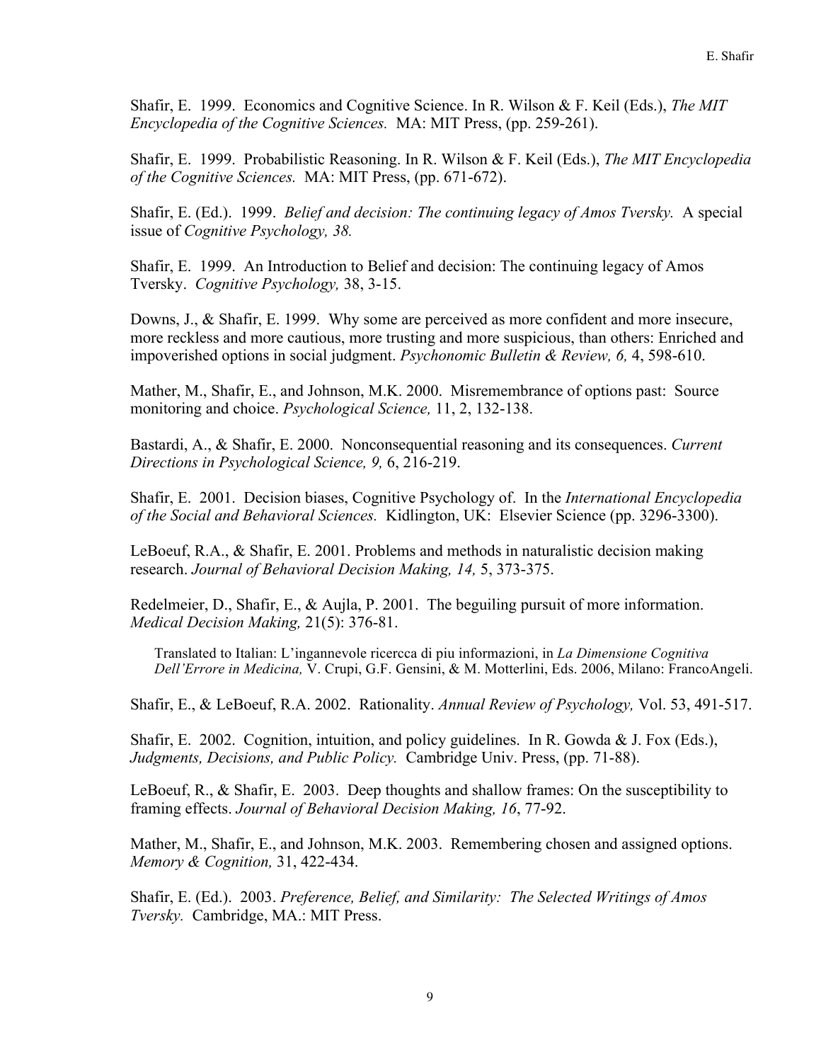Shafir, E. 1999. Economics and Cognitive Science. In R. Wilson & F. Keil (Eds.), *The MIT Encyclopedia of the Cognitive Sciences.* MA: MIT Press, (pp. 259-261).

Shafir, E. 1999. Probabilistic Reasoning. In R. Wilson & F. Keil (Eds.), *The MIT Encyclopedia of the Cognitive Sciences.* MA: MIT Press, (pp. 671-672).

Shafir, E. (Ed.). 1999. *Belief and decision: The continuing legacy of Amos Tversky.* A special issue of *Cognitive Psychology, 38.*

Shafir, E. 1999. An Introduction to Belief and decision: The continuing legacy of Amos Tversky. *Cognitive Psychology,* 38, 3-15.

Downs, J., & Shafir, E. 1999. Why some are perceived as more confident and more insecure, more reckless and more cautious, more trusting and more suspicious, than others: Enriched and impoverished options in social judgment. *Psychonomic Bulletin & Review, 6,* 4, 598-610.

Mather, M., Shafir, E., and Johnson, M.K. 2000. Misremembrance of options past: Source monitoring and choice. *Psychological Science,* 11, 2, 132-138.

Bastardi, A., & Shafir, E. 2000. Nonconsequential reasoning and its consequences. *Current Directions in Psychological Science, 9,* 6, 216-219.

Shafir, E. 2001. Decision biases, Cognitive Psychology of. In the *International Encyclopedia of the Social and Behavioral Sciences.* Kidlington, UK: Elsevier Science (pp. 3296-3300).

LeBoeuf, R.A., & Shafir, E. 2001. Problems and methods in naturalistic decision making research. *Journal of Behavioral Decision Making, 14,* 5, 373-375.

Redelmeier, D., Shafir, E., & Aujla, P. 2001. The beguiling pursuit of more information. *Medical Decision Making,* 21(5): 376-81.

> Translated to Italian: L'ingannevole ricercca di piu informazioni, in *La Dimensione Cognitiva Dell'Errore in Medicina,* V. Crupi, G.F. Gensini, & M. Motterlini, Eds. 2006, Milano: FrancoAngeli.

Shafir, E., & LeBoeuf, R.A. 2002. Rationality. *Annual Review of Psychology,* Vol. 53, 491-517.

Shafir, E. 2002. Cognition, intuition, and policy guidelines. In R. Gowda & J. Fox (Eds.), *Judgments, Decisions, and Public Policy.* Cambridge Univ. Press, (pp. 71-88).

LeBoeuf, R., & Shafir, E. 2003. Deep thoughts and shallow frames: On the susceptibility to framing effects. *Journal of Behavioral Decision Making, 16*, 77-92.

Mather, M., Shafir, E., and Johnson, M.K. 2003. Remembering chosen and assigned options. *Memory & Cognition,* 31, 422-434.

Shafir, E. (Ed.). 2003. *Preference, Belief, and Similarity: The Selected Writings of Amos Tversky.* Cambridge, MA.: MIT Press.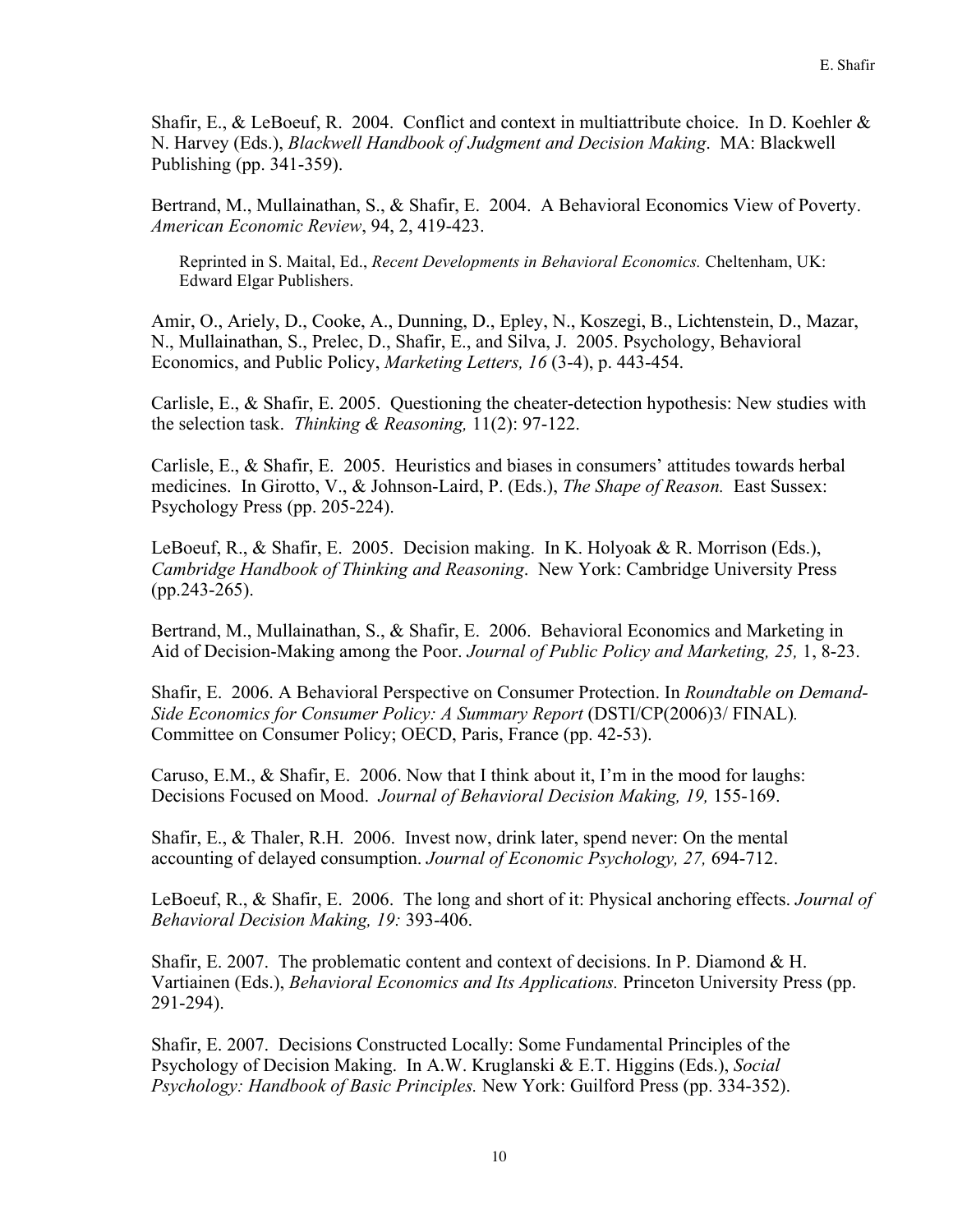Shafir, E., & LeBoeuf, R. 2004. Conflict and context in multiattribute choice. In D. Koehler & N. Harvey (Eds.), *Blackwell Handbook of Judgment and Decision Making*. MA: Blackwell Publishing (pp. 341-359).

Bertrand, M., Mullainathan, S., & Shafir, E. 2004. A Behavioral Economics View of Poverty. *American Economic Review*, 94, 2, 419-423.

> Reprinted in S. Maital, Ed., *Recent Developments in Behavioral Economics.* Cheltenham, UK: Edward Elgar Publishers.

Amir, O., Ariely, D., Cooke, A., Dunning, D., Epley, N., Koszegi, B., Lichtenstein, D., Mazar, N., Mullainathan, S., Prelec, D., Shafir, E., and Silva, J. 2005. Psychology, Behavioral Economics, and Public Policy, *Marketing Letters, 16* (3-4), p. 443-454.

Carlisle, E., & Shafir, E. 2005. Questioning the cheater-detection hypothesis: New studies with the selection task. *Thinking & Reasoning,* 11(2): 97-122.

Carlisle, E., & Shafir, E. 2005. Heuristics and biases in consumers' attitudes towards herbal medicines. In Girotto, V., & Johnson-Laird, P. (Eds.), *The Shape of Reason.* East Sussex: Psychology Press (pp. 205-224).

LeBoeuf, R., & Shafir, E. 2005. Decision making. In K. Holyoak & R. Morrison (Eds.), *Cambridge Handbook of Thinking and Reasoning*. New York: Cambridge University Press (pp.243-265).

Bertrand, M., Mullainathan, S., & Shafir, E. 2006. Behavioral Economics and Marketing in Aid of Decision-Making among the Poor. *Journal of Public Policy and Marketing, 25,* 1, 8-23.

Shafir, E. 2006. A Behavioral Perspective on Consumer Protection. In *Roundtable on Demand-Side Economics for Consumer Policy: A Summary Report* (DSTI/CP(2006)3/ FINAL)*.* Committee on Consumer Policy; OECD, Paris, France (pp. 42-53).

Caruso, E.M., & Shafir, E. 2006. Now that I think about it, I'm in the mood for laughs: Decisions Focused on Mood. *Journal of Behavioral Decision Making, 19,* 155-169.

Shafir, E., & Thaler, R.H. 2006. Invest now, drink later, spend never: On the mental accounting of delayed consumption. *Journal of Economic Psychology, 27,* 694-712.

LeBoeuf, R., & Shafir, E. 2006. The long and short of it: Physical anchoring effects. *Journal of Behavioral Decision Making, 19:* 393-406.

Shafir, E. 2007. The problematic content and context of decisions. In P. Diamond & H. Vartiainen (Eds.), *Behavioral Economics and Its Applications.* Princeton University Press (pp. 291-294).

Shafir, E. 2007. Decisions Constructed Locally: Some Fundamental Principles of the Psychology of Decision Making. In A.W. Kruglanski & E.T. Higgins (Eds.), *Social Psychology: Handbook of Basic Principles.* New York: Guilford Press (pp. 334-352).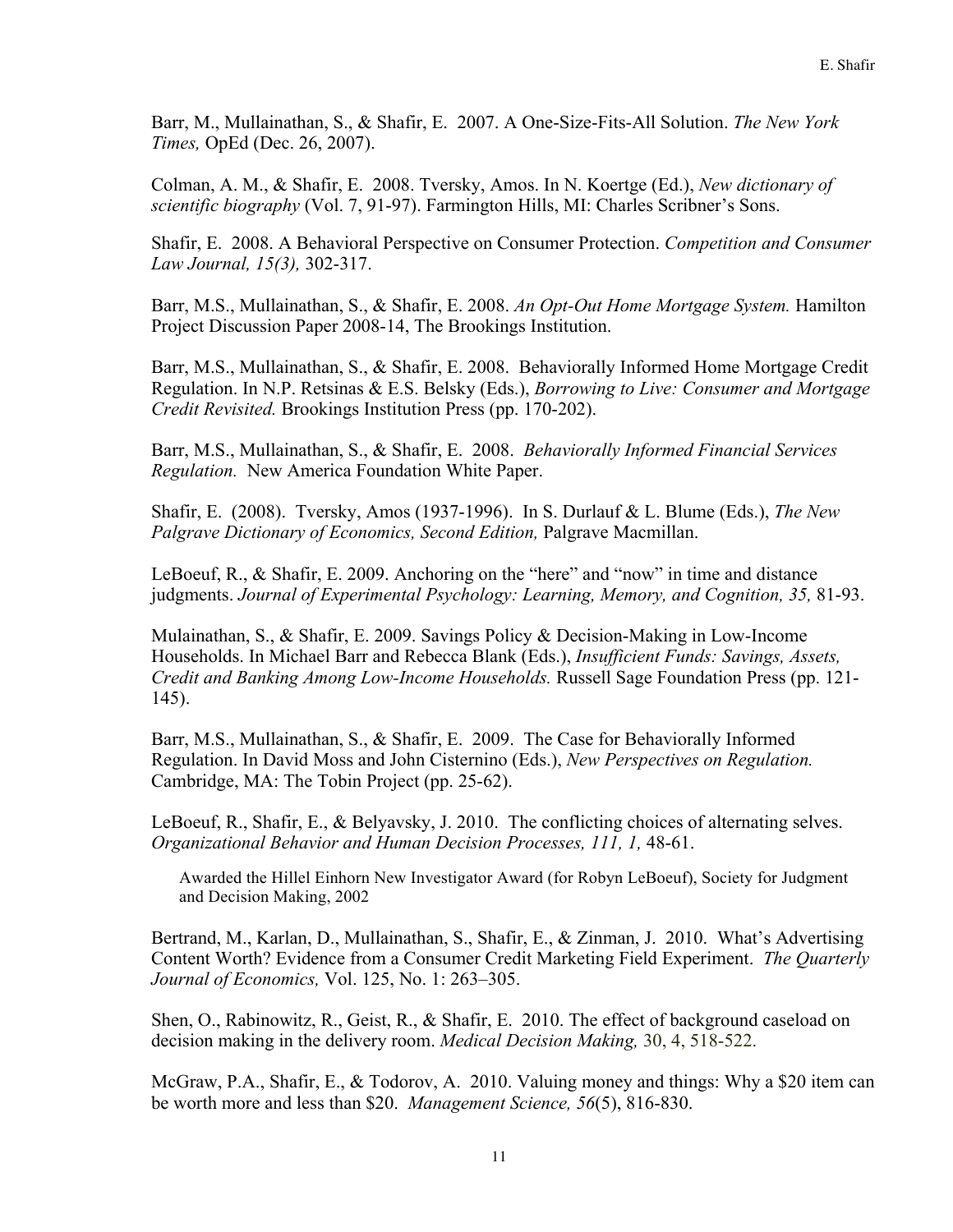Barr, M., Mullainathan, S., & Shafir, E. 2007. A One-Size-Fits-All Solution. *The New York Times,* OpEd (Dec. 26, 2007).

Colman, A. M., & Shafir, E. 2008. Tversky, Amos. In N. Koertge (Ed.), *New dictionary of scientific biography* (Vol. 7, 91-97). Farmington Hills, MI: Charles Scribner's Sons.

Shafir, E. 2008. A Behavioral Perspective on Consumer Protection. *Competition and Consumer Law Journal, 15(3),* 302-317.

Barr, M.S., Mullainathan, S., & Shafir, E. 2008. *An Opt-Out Home Mortgage System.* Hamilton Project Discussion Paper 2008-14, The Brookings Institution.

Barr, M.S., Mullainathan, S., & Shafir, E. 2008. Behaviorally Informed Home Mortgage Credit Regulation. In N.P. Retsinas & E.S. Belsky (Eds.), *Borrowing to Live: Consumer and Mortgage Credit Revisited.* Brookings Institution Press (pp. 170-202).

Barr, M.S., Mullainathan, S., & Shafir, E. 2008. *Behaviorally Informed Financial Services Regulation.* New America Foundation White Paper.

Shafir, E. (2008). Tversky, Amos (1937-1996). In S. Durlauf & L. Blume (Eds.), *The New Palgrave Dictionary of Economics, Second Edition,* Palgrave Macmillan.

LeBoeuf, R., & Shafir, E. 2009. Anchoring on the "here" and "now" in time and distance judgments. *Journal of Experimental Psychology: Learning, Memory, and Cognition, 35,* 81-93.

Mulainathan, S., & Shafir, E. 2009. Savings Policy & Decision-Making in Low-Income Households. In Michael Barr and Rebecca Blank (Eds.), *Insufficient Funds: Savings, Assets, Credit and Banking Among Low-Income Households.* Russell Sage Foundation Press (pp. 121-145).

Barr, M.S., Mullainathan, S., & Shafir, E. 2009. The Case for Behaviorally Informed Regulation. In David Moss and John Cisternino (Eds.), *New Perspectives on Regulation.* Cambridge, MA: The Tobin Project (pp. 25-62).

LeBoeuf, R., Shafir, E., & Belyavsky, J. 2010. The conflicting choices of alternating selves. *Organizational Behavior and Human Decision Processes, 111, 1,* 48-61.

Awarded the Hillel Einhorn New Investigator Award (for Robyn LeBoeuf), Society for Judgment and Decision Making, 2002

Bertrand, M., Karlan, D., Mullainathan, S., Shafir, E., & Zinman, J. 2010. What's Advertising Content Worth? Evidence from a Consumer Credit Marketing Field Experiment. *The Quarterly Journal of Economics,* Vol. 125, No. 1: 263–305.

Shen, O., Rabinowitz, R., Geist, R., & Shafir, E. 2010. The effect of background caseload on decision making in the delivery room. *Medical Decision Making,* 30, 4, 518-522.

McGraw, P.A., Shafir, E., & Todorov, A. 2010. Valuing money and things: Why a $20 item can be worth more and less than $20. *Management Science, 56*(5), 816-830.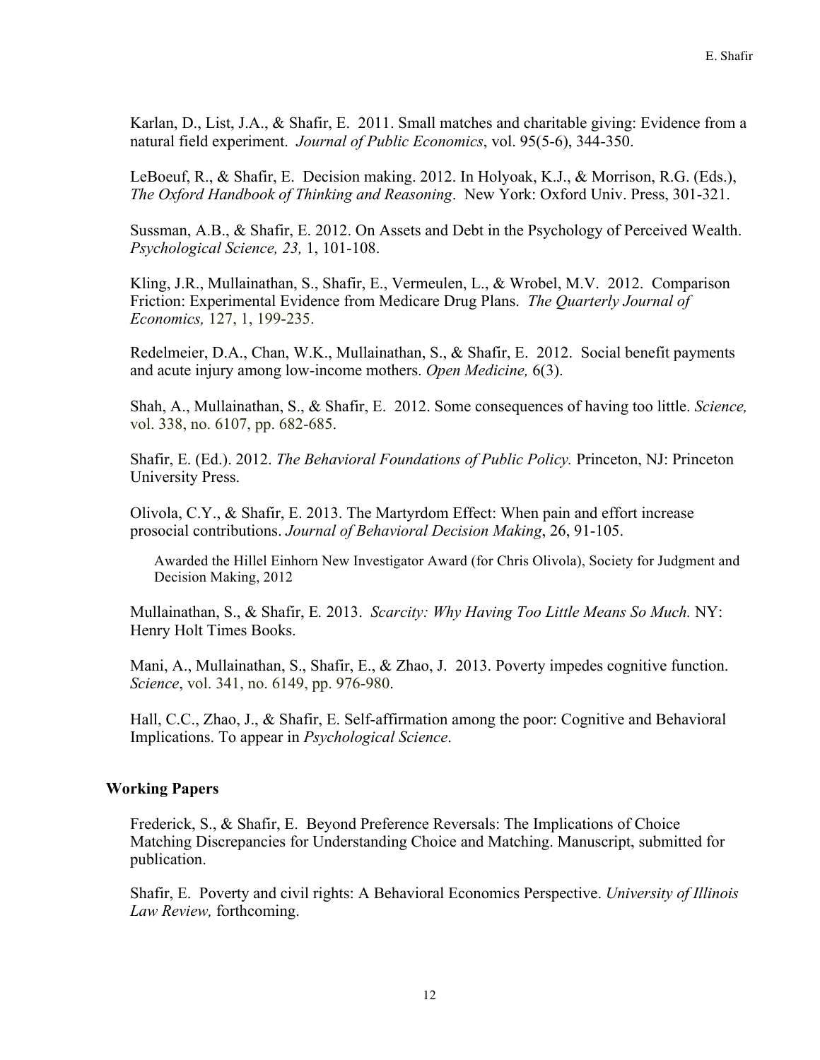Karlan, D., List, J.A., & Shafir, E. 2011. Small matches and charitable giving: Evidence from a natural field experiment. *Journal of Public Economics*, vol. 95(5-6), 344-350.

LeBoeuf, R., & Shafir, E. Decision making. 2012. In Holyoak, K.J., & Morrison, R.G. (Eds.), *The Oxford Handbook of Thinking and Reasoning*. New York: Oxford Univ. Press, 301-321.

Sussman, A.B., & Shafir, E. 2012. On Assets and Debt in the Psychology of Perceived Wealth. *Psychological Science, 23,* 1, 101-108.

Kling, J.R., Mullainathan, S., Shafir, E., Vermeulen, L., & Wrobel, M.V. 2012. Comparison Friction: Experimental Evidence from Medicare Drug Plans. *The Quarterly Journal of Economics,* 127, 1, 199-235.

Redelmeier, D.A., Chan, W.K., Mullainathan, S., & Shafir, E. 2012. Social benefit payments and acute injury among low-income mothers. *Open Medicine,* 6(3).

Shah, A., Mullainathan, S., & Shafir, E. 2012. Some consequences of having too little. *Science,* vol. 338, no. 6107, pp. 682-685.

Shafir, E. (Ed.). 2012. *The Behavioral Foundations of Public Policy.* Princeton, NJ: Princeton University Press.

Olivola, C.Y., & Shafir, E. 2013. The Martyrdom Effect: When pain and effort increase prosocial contributions. *Journal of Behavioral Decision Making*, 26, 91-105.

> Awarded the Hillel Einhorn New Investigator Award (for Chris Olivola), Society for Judgment and Decision Making, 2012

Mullainathan, S., & Shafir, E. 2013. *Scarcity: Why Having Too Little Means So Much.* NY: Henry Holt Times Books.

Mani, A., Mullainathan, S., Shafir, E., & Zhao, J. 2013. Poverty impedes cognitive function. *Science*, vol. 341, no. 6149, pp. 976-980.

Hall, C.C., Zhao, J., & Shafir, E. Self-affirmation among the poor: Cognitive and Behavioral Implications. To appear in *Psychological Science*.

### Working Papers

Frederick, S., & Shafir, E. Beyond Preference Reversals: The Implications of Choice Matching Discrepancies for Understanding Choice and Matching. Manuscript, submitted for publication.

Shafir, E. Poverty and civil rights: A Behavioral Economics Perspective. *University of Illinois Law Review,* forthcoming.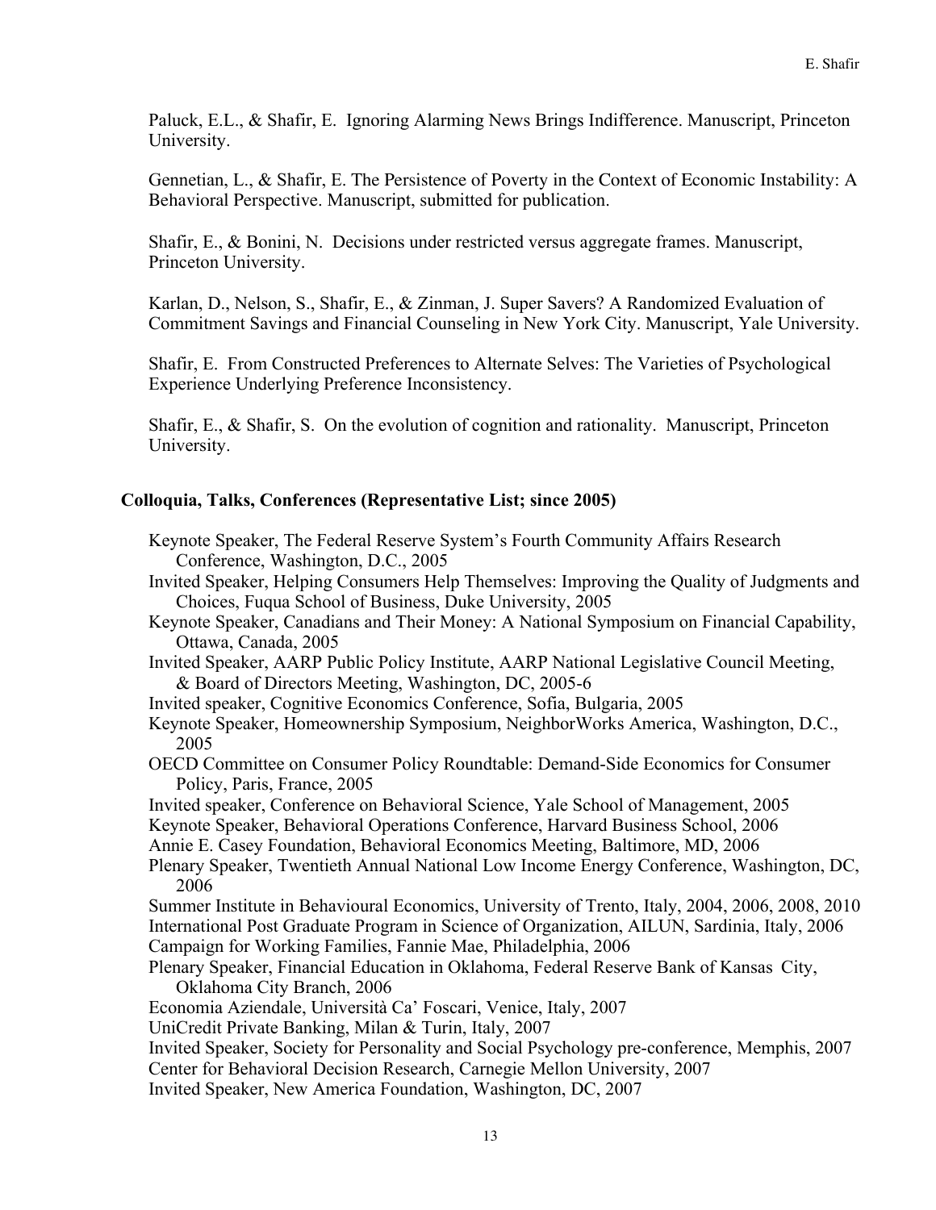Paluck, E.L., & Shafir, E. Ignoring Alarming News Brings Indifference. Manuscript, Princeton University.

Gennetian, L., & Shafir, E. The Persistence of Poverty in the Context of Economic Instability: A Behavioral Perspective. Manuscript, submitted for publication.

Shafir, E., & Bonini, N. Decisions under restricted versus aggregate frames. Manuscript, Princeton University.

Karlan, D., Nelson, S., Shafir, E., & Zinman, J. Super Savers? A Randomized Evaluation of Commitment Savings and Financial Counseling in New York City. Manuscript, Yale University.

Shafir, E. From Constructed Preferences to Alternate Selves: The Varieties of Psychological Experience Underlying Preference Inconsistency.

Shafir, E., & Shafir, S. On the evolution of cognition and rationality. Manuscript, Princeton University.

**Colloquia, Talks, Conferences (Representative List; since 2005)**

Keynote Speaker, The Federal Reserve System's Fourth Community Affairs Research Conference, Washington, D.C., 2005
Invited Speaker, Helping Consumers Help Themselves: Improving the Quality of Judgments and Choices, Fuqua School of Business, Duke University, 2005
Keynote Speaker, Canadians and Their Money: A National Symposium on Financial Capability, Ottawa, Canada, 2005
Invited Speaker, AARP Public Policy Institute, AARP National Legislative Council Meeting, & Board of Directors Meeting, Washington, DC, 2005-6
Invited speaker, Cognitive Economics Conference, Sofia, Bulgaria, 2005
Keynote Speaker, Homeownership Symposium, NeighborWorks America, Washington, D.C., 2005
OECD Committee on Consumer Policy Roundtable: Demand-Side Economics for Consumer Policy, Paris, France, 2005
Invited speaker, Conference on Behavioral Science, Yale School of Management, 2005
Keynote Speaker, Behavioral Operations Conference, Harvard Business School, 2006
Annie E. Casey Foundation, Behavioral Economics Meeting, Baltimore, MD, 2006
Plenary Speaker, Twentieth Annual National Low Income Energy Conference, Washington, DC, 2006
Summer Institute in Behavioural Economics, University of Trento, Italy, 2004, 2006, 2008, 2010
International Post Graduate Program in Science of Organization, AILUN, Sardinia, Italy, 2006
Campaign for Working Families, Fannie Mae, Philadelphia, 2006
Plenary Speaker, Financial Education in Oklahoma, Federal Reserve Bank of Kansas City, Oklahoma City Branch, 2006
Economia Aziendale, Università Ca' Foscari, Venice, Italy, 2007
UniCredit Private Banking, Milan & Turin, Italy, 2007
Invited Speaker, Society for Personality and Social Psychology pre-conference, Memphis, 2007
Center for Behavioral Decision Research, Carnegie Mellon University, 2007
Invited Speaker, New America Foundation, Washington, DC, 2007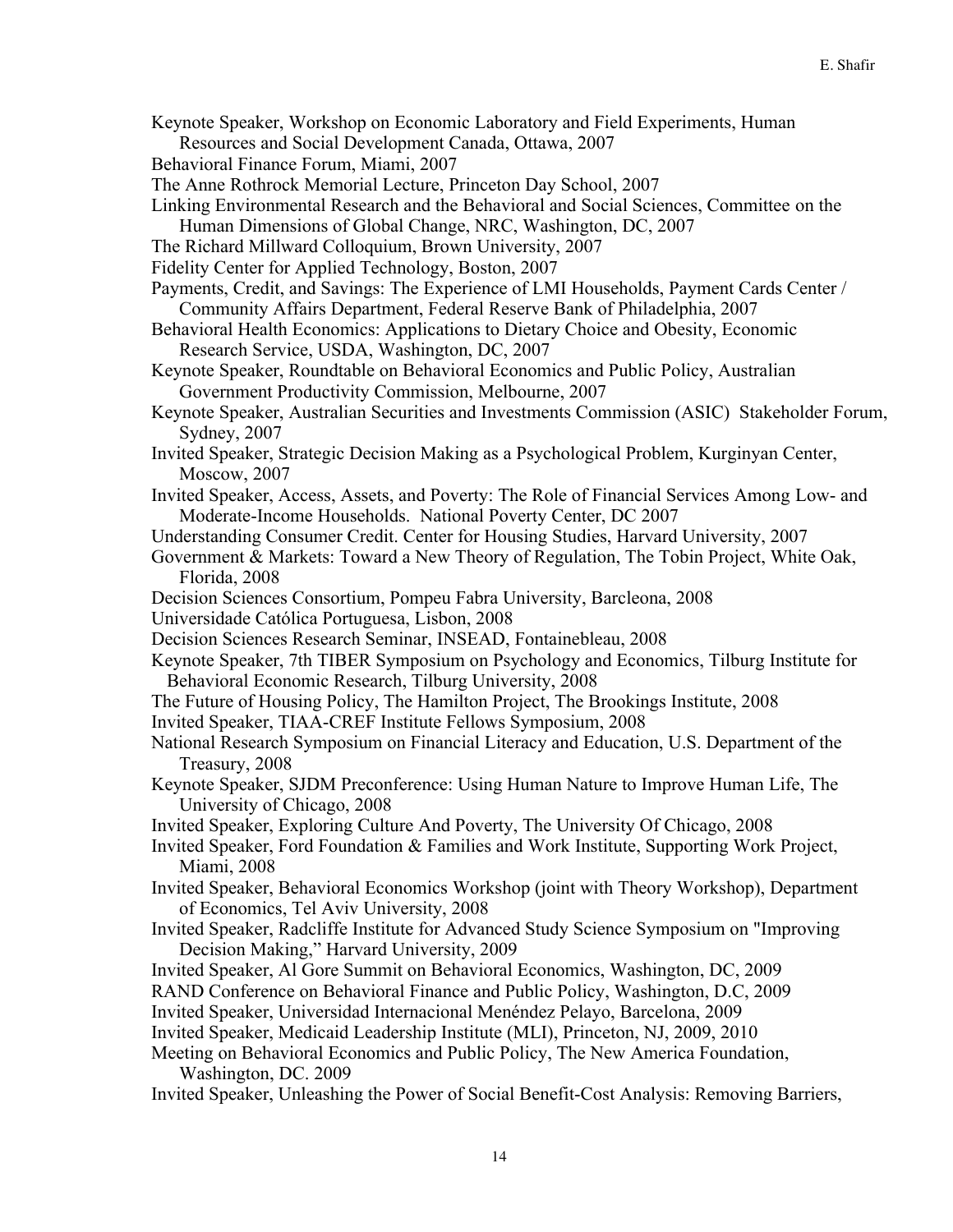Keynote Speaker, Workshop on Economic Laboratory and Field Experiments, Human Resources and Social Development Canada, Ottawa, 2007

Behavioral Finance Forum, Miami, 2007

The Anne Rothrock Memorial Lecture, Princeton Day School, 2007

Linking Environmental Research and the Behavioral and Social Sciences, Committee on the Human Dimensions of Global Change, NRC, Washington, DC, 2007

The Richard Millward Colloquium, Brown University, 2007

Fidelity Center for Applied Technology, Boston, 2007

Payments, Credit, and Savings: The Experience of LMI Households, Payment Cards Center / Community Affairs Department, Federal Reserve Bank of Philadelphia, 2007

Behavioral Health Economics: Applications to Dietary Choice and Obesity, Economic Research Service, USDA, Washington, DC, 2007

Keynote Speaker, Roundtable on Behavioral Economics and Public Policy, Australian Government Productivity Commission, Melbourne, 2007

Keynote Speaker, Australian Securities and Investments Commission (ASIC) Stakeholder Forum, Sydney, 2007

Invited Speaker, Strategic Decision Making as a Psychological Problem, Kurginyan Center, Moscow, 2007

Invited Speaker, Access, Assets, and Poverty: The Role of Financial Services Among Low- and Moderate-Income Households. National Poverty Center, DC 2007

Understanding Consumer Credit. Center for Housing Studies, Harvard University, 2007

Government & Markets: Toward a New Theory of Regulation, The Tobin Project, White Oak, Florida, 2008

Decision Sciences Consortium, Pompeu Fabra University, Barcleona, 2008

Universidade Católica Portuguesa, Lisbon, 2008

Decision Sciences Research Seminar, INSEAD, Fontainebleau, 2008

Keynote Speaker, 7th TIBER Symposium on Psychology and Economics, Tilburg Institute for Behavioral Economic Research, Tilburg University, 2008

The Future of Housing Policy, The Hamilton Project, The Brookings Institute, 2008

Invited Speaker, TIAA-CREF Institute Fellows Symposium, 2008

National Research Symposium on Financial Literacy and Education, U.S. Department of the Treasury, 2008

Keynote Speaker, SJDM Preconference: Using Human Nature to Improve Human Life, The University of Chicago, 2008

Invited Speaker, Exploring Culture And Poverty, The University Of Chicago, 2008

Invited Speaker, Ford Foundation & Families and Work Institute, Supporting Work Project, Miami, 2008

Invited Speaker, Behavioral Economics Workshop (joint with Theory Workshop), Department of Economics, Tel Aviv University, 2008

Invited Speaker, Radcliffe Institute for Advanced Study Science Symposium on "Improving Decision Making," Harvard University, 2009

Invited Speaker, Al Gore Summit on Behavioral Economics, Washington, DC, 2009

RAND Conference on Behavioral Finance and Public Policy, Washington, D.C, 2009

Invited Speaker, Universidad Internacional Menéndez Pelayo, Barcelona, 2009

Invited Speaker, Medicaid Leadership Institute (MLI), Princeton, NJ, 2009, 2010

Meeting on Behavioral Economics and Public Policy, The New America Foundation, Washington, DC. 2009

Invited Speaker, Unleashing the Power of Social Benefit-Cost Analysis: Removing Barriers,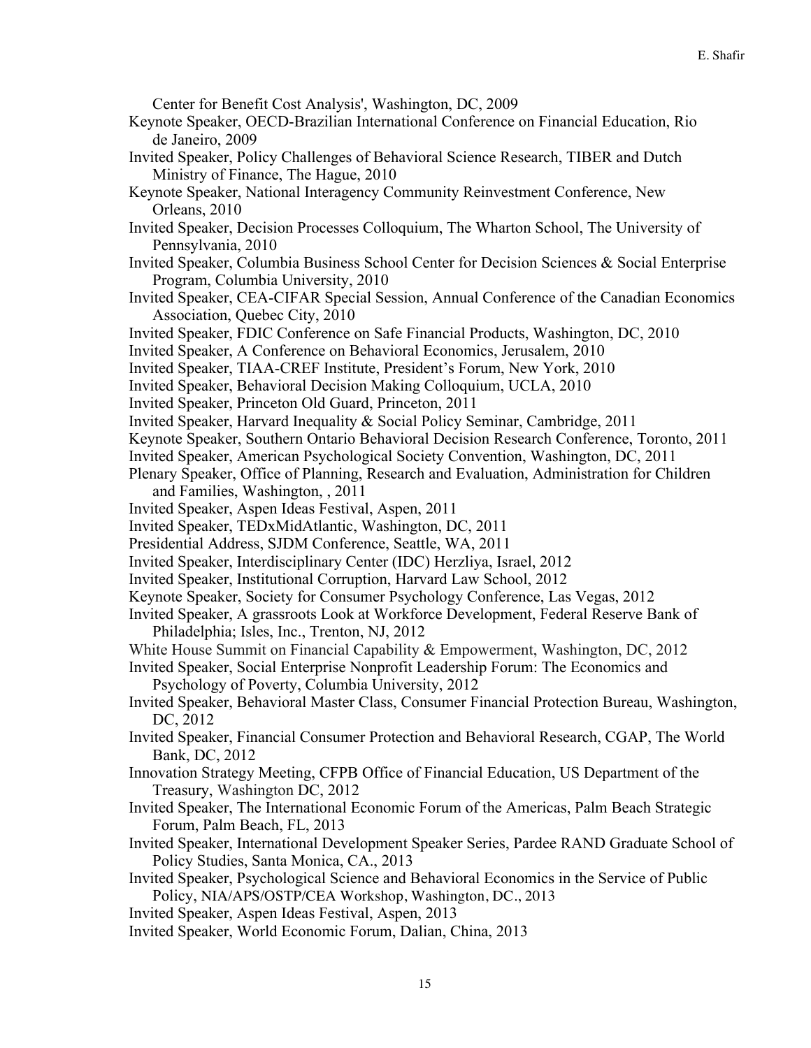Center for Benefit Cost Analysis', Washington, DC, 2009

Keynote Speaker, OECD-Brazilian International Conference on Financial Education, Rio de Janeiro, 2009

Invited Speaker, Policy Challenges of Behavioral Science Research, TIBER and Dutch Ministry of Finance, The Hague, 2010

Keynote Speaker, National Interagency Community Reinvestment Conference, New Orleans, 2010

Invited Speaker, Decision Processes Colloquium, The Wharton School, The University of Pennsylvania, 2010

Invited Speaker, Columbia Business School Center for Decision Sciences & Social Enterprise Program, Columbia University, 2010

Invited Speaker, CEA-CIFAR Special Session, Annual Conference of the Canadian Economics Association, Quebec City, 2010

Invited Speaker, FDIC Conference on Safe Financial Products, Washington, DC, 2010

Invited Speaker, A Conference on Behavioral Economics, Jerusalem, 2010

Invited Speaker, TIAA-CREF Institute, President's Forum, New York, 2010

Invited Speaker, Behavioral Decision Making Colloquium, UCLA, 2010

Invited Speaker, Princeton Old Guard, Princeton, 2011

Invited Speaker, Harvard Inequality & Social Policy Seminar, Cambridge, 2011

Keynote Speaker, Southern Ontario Behavioral Decision Research Conference, Toronto, 2011

Invited Speaker, American Psychological Society Convention, Washington, DC, 2011

Plenary Speaker, Office of Planning, Research and Evaluation, Administration for Children and Families, Washington, , 2011

Invited Speaker, Aspen Ideas Festival, Aspen, 2011

Invited Speaker, TEDxMidAtlantic, Washington, DC, 2011

Presidential Address, SJDM Conference, Seattle, WA, 2011

Invited Speaker, Interdisciplinary Center (IDC) Herzliya, Israel, 2012

Invited Speaker, Institutional Corruption, Harvard Law School, 2012

Keynote Speaker, Society for Consumer Psychology Conference, Las Vegas, 2012

Invited Speaker, A grassroots Look at Workforce Development, Federal Reserve Bank of Philadelphia; Isles, Inc., Trenton, NJ, 2012

White House Summit on Financial Capability & Empowerment, Washington, DC, 2012

Invited Speaker, Social Enterprise Nonprofit Leadership Forum: The Economics and Psychology of Poverty, Columbia University, 2012

Invited Speaker, Behavioral Master Class, Consumer Financial Protection Bureau, Washington, DC, 2012

Invited Speaker, Financial Consumer Protection and Behavioral Research, CGAP, The World Bank, DC, 2012

Innovation Strategy Meeting, CFPB Office of Financial Education, US Department of the Treasury, Washington DC, 2012

Invited Speaker, The International Economic Forum of the Americas, Palm Beach Strategic Forum, Palm Beach, FL, 2013

Invited Speaker, International Development Speaker Series, Pardee RAND Graduate School of Policy Studies, Santa Monica, CA., 2013

Invited Speaker, Psychological Science and Behavioral Economics in the Service of Public Policy, NIA/APS/OSTP/CEA Workshop, Washington, DC., 2013

Invited Speaker, Aspen Ideas Festival, Aspen, 2013

Invited Speaker, World Economic Forum, Dalian, China, 2013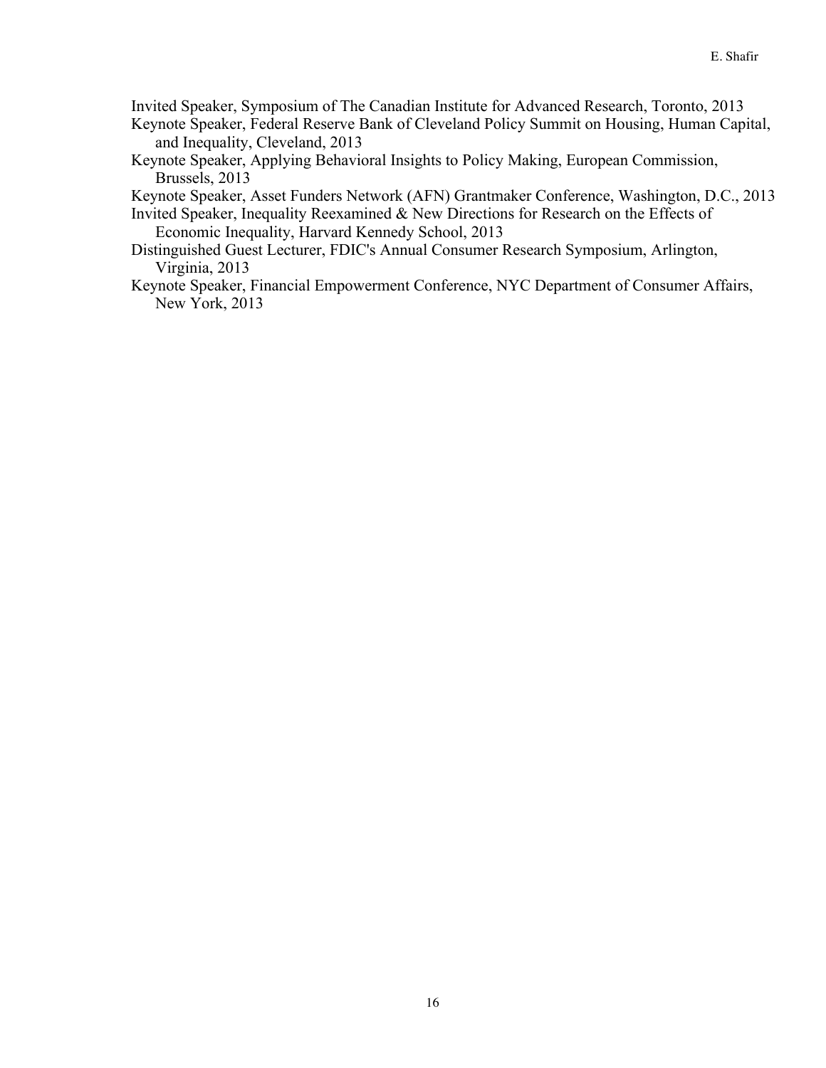Invited Speaker, Symposium of The Canadian Institute for Advanced Research, Toronto, 2013

Keynote Speaker, Federal Reserve Bank of Cleveland Policy Summit on Housing, Human Capital, and Inequality, Cleveland, 2013

Keynote Speaker, Applying Behavioral Insights to Policy Making, European Commission, Brussels, 2013

Keynote Speaker, Asset Funders Network (AFN) Grantmaker Conference, Washington, D.C., 2013

Invited Speaker, Inequality Reexamined & New Directions for Research on the Effects of Economic Inequality, Harvard Kennedy School, 2013

Distinguished Guest Lecturer, FDIC's Annual Consumer Research Symposium, Arlington, Virginia, 2013

Keynote Speaker, Financial Empowerment Conference, NYC Department of Consumer Affairs, New York, 2013